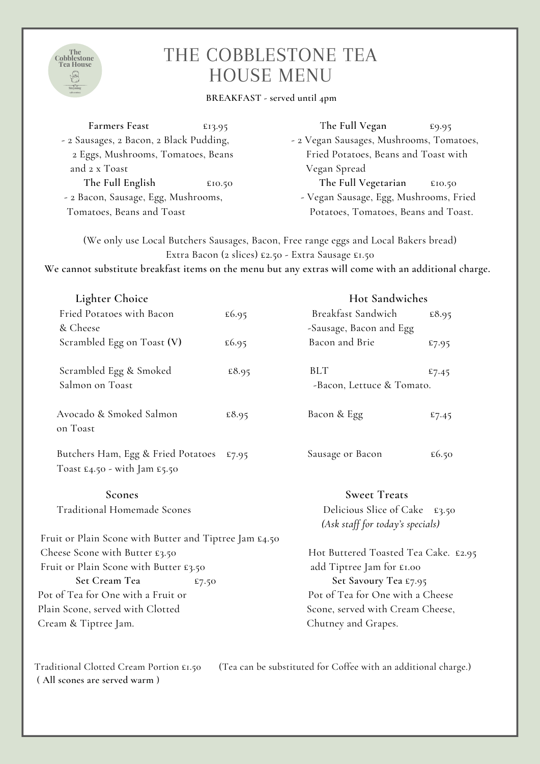# THE COBBLESTONE TEA HOUSE MENU

**BREAKFAST - served until 4pm**

**Farmers Feast** £13.95
- 2 Sausages, 2 Bacon, 2 Black Pudding, 2 Eggs, Mushrooms, Tomatoes, Beans and 2 x Toast

**The Full English** £10.50
- 2 Bacon, Sausage, Egg, Mushrooms, Tomatoes, Beans and Toast

**The Full Vegan** £9.95
- 2 Vegan Sausages, Mushrooms, Tomatoes, Fried Potatoes, Beans and Toast with Vegan Spread

**The Full Vegetarian** £10.50
- Vegan Sausage, Egg, Mushrooms, Fried Potatoes, Tomatoes, Beans and Toast.

(We only use Local Butchers Sausages, Bacon, Free range eggs and Local Bakers bread)
Extra Bacon (2 slices) £2.50 - Extra Sausage £1.50

**We cannot substitute breakfast items on the menu but any extras will come with an additional charge.**

## Lighter Choice

| Item | Price |
|---|---|
| Fried Potatoes with Bacon & Cheese | £6.95 |
| Scrambled Egg on Toast **(V)** | £6.95 |
| Scrambled Egg & Smoked Salmon on Toast | £8.95 |
| Avocado & Smoked Salmon on Toast | £8.95 |
| Butchers Ham, Egg & Fried Potatoes | £7.95 |

Toast £4.50 - with Jam £5.50

## Hot Sandwiches

| Item | Price |
|---|---|
| Breakfast Sandwich -Sausage, Bacon and Egg | £8.95 |
| Bacon and Brie | £7.95 |
| BLT -Bacon, Lettuce & Tomato. | £7.45 |
| Bacon & Egg | £7.45 |
| Sausage or Bacon | £6.50 |

## Scones

Traditional Homemade Scones

Fruit or Plain Scone with Butter and Tiptree Jam £4.50
Cheese Scone with Butter £3.50
Fruit or Plain Scone with Butter £3.50

**Set Cream Tea** £7.50
Pot of Tea for One with a Fruit or Plain Scone, served with Clotted Cream & Tiptree Jam.

## Sweet Treats

Delicious Slice of Cake £3.50
*(Ask staff for today's specials)*

Hot Buttered Toasted Tea Cake. £2.95
add Tiptree Jam for £1.00

**Set Savoury Tea** £7.95
Pot of Tea for One with a Cheese Scone, served with Cream Cheese, Chutney and Grapes.

Traditional Clotted Cream Portion £1.50 (Tea can be substituted for Coffee with an additional charge.)

**( All scones are served warm )**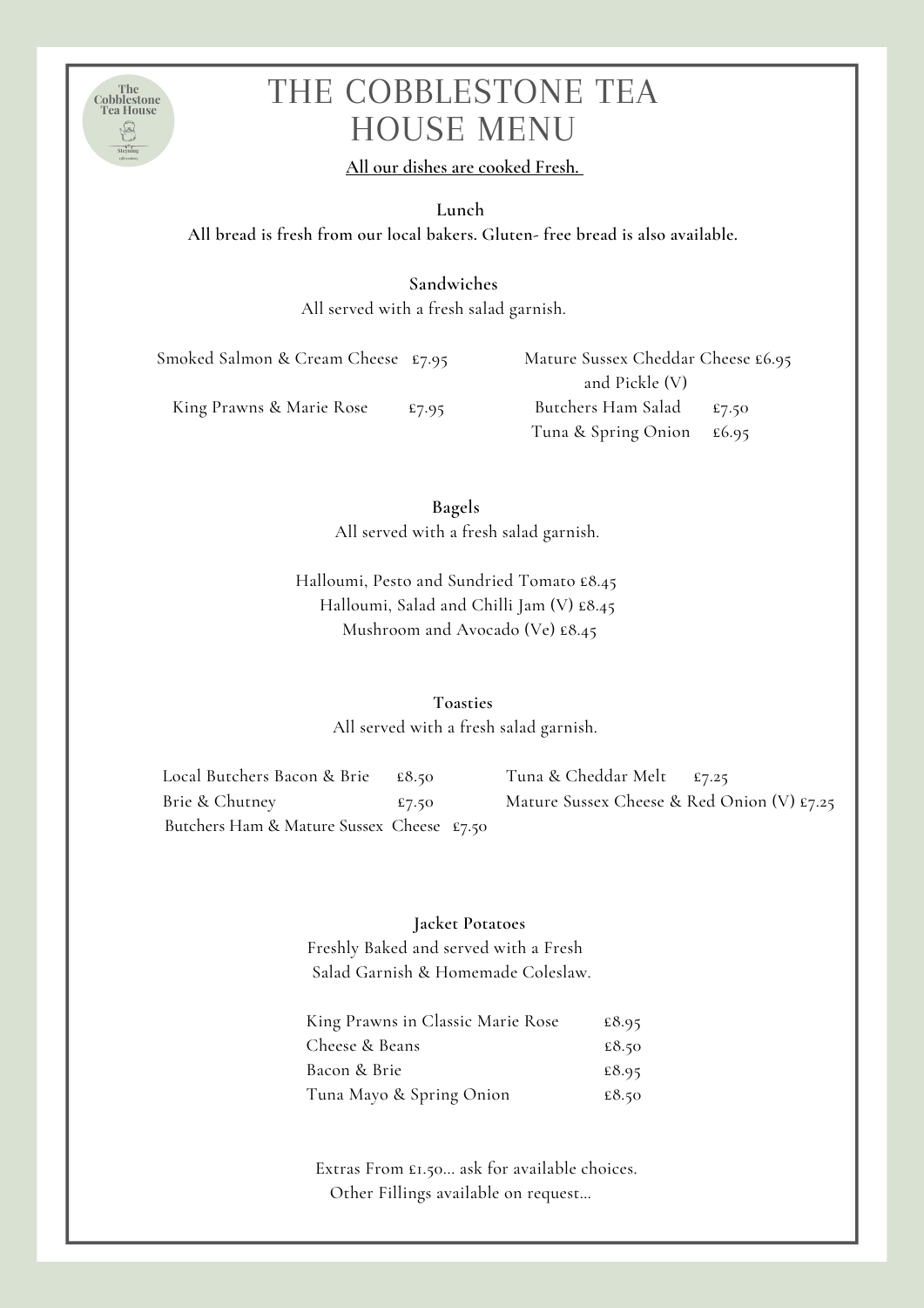# THE COBBLESTONE TEA HOUSE MENU

**All our dishes are cooked Fresh.**

## Lunch

**All bread is fresh from our local bakers. Gluten- free bread is also available.**

### Sandwiches

All served with a fresh salad garnish.

Smoked Salmon & Cream Cheese £7.95

King Prawns & Marie Rose £7.95

Mature Sussex Cheddar Cheese and Pickle (V) £6.95

Butchers Ham Salad £7.50

Tuna & Spring Onion £6.95

### Bagels

All served with a fresh salad garnish.

Halloumi, Pesto and Sundried Tomato £8.45

Halloumi, Salad and Chilli Jam (V) £8.45

Mushroom and Avocado (Ve) £8.45

### Toasties

All served with a fresh salad garnish.

Local Butchers Bacon & Brie £8.50

Brie & Chutney £7.50

Butchers Ham & Mature Sussex Cheese £7.50

Tuna & Cheddar Melt £7.25

Mature Sussex Cheese & Red Onion (V) £7.25

### Jacket Potatoes

Freshly Baked and served with a Fresh Salad Garnish & Homemade Coleslaw.

| | |
|---|---|
| King Prawns in Classic Marie Rose | £8.95 |
| Cheese & Beans | £8.50 |
| Bacon & Brie | £8.95 |
| Tuna Mayo & Spring Onion | £8.50 |

Extras From £1.50... ask for available choices.

Other Fillings available on request...